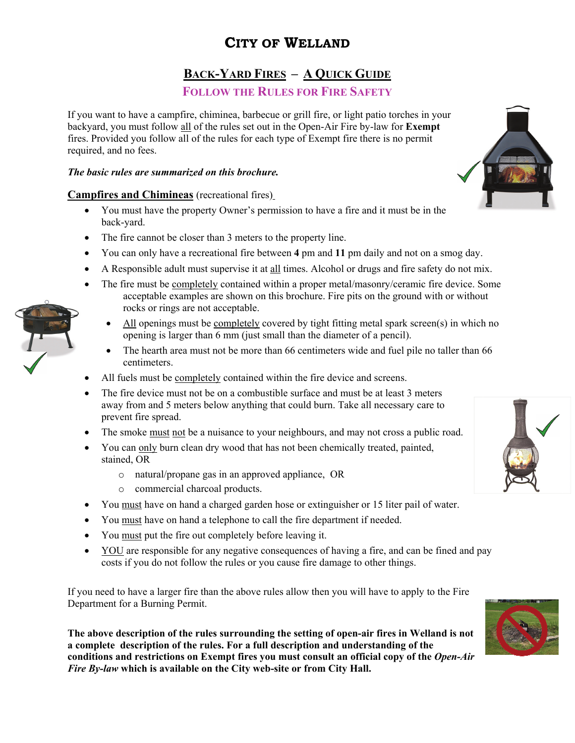# City of Welland

## Back-Yard Fires – A Quick Guide

### Follow the Rules for Fire Safety

If you want to have a campfire, chiminea, barbecue or grill fire, or light patio torches in your backyard, you must follow all of the rules set out in the Open-Air Fire by-law for **Exempt** fires. Provided you follow all of the rules for each type of Exempt fire there is no permit required, and no fees.

***The basic rules are summarized on this brochure.***

**Campfires and Chimineas** (recreational fires)

- You must have the property Owner's permission to have a fire and it must be in the back-yard.
- The fire cannot be closer than 3 meters to the property line.
- You can only have a recreational fire between **4** pm and **11** pm daily and not on a smog day.
- A Responsible adult must supervise it at all times. Alcohol or drugs and fire safety do not mix.
- The fire must be completely contained within a proper metal/masonry/ceramic fire device. Some acceptable examples are shown on this brochure. Fire pits on the ground with or without rocks or rings are not acceptable.
  - All openings must be completely covered by tight fitting metal spark screen(s) in which no opening is larger than 6 mm (just small than the diameter of a pencil).
  - The hearth area must not be more than 66 centimeters wide and fuel pile no taller than 66 centimeters.
- All fuels must be completely contained within the fire device and screens.
- The fire device must not be on a combustible surface and must be at least 3 meters away from and 5 meters below anything that could burn. Take all necessary care to prevent fire spread.
- The smoke must not be a nuisance to your neighbours, and may not cross a public road.
- You can only burn clean dry wood that has not been chemically treated, painted, stained, OR
  - natural/propane gas in an approved appliance, OR
  - commercial charcoal products.
- You must have on hand a charged garden hose or extinguisher or 15 liter pail of water.
- You must have on hand a telephone to call the fire department if needed.
- You must put the fire out completely before leaving it.
- YOU are responsible for any negative consequences of having a fire, and can be fined and pay costs if you do not follow the rules or you cause fire damage to other things.

If you need to have a larger fire than the above rules allow then you will have to apply to the Fire Department for a Burning Permit.

**The above description of the rules surrounding the setting of open-air fires in Welland is not a complete description of the rules. For a full description and understanding of the conditions and restrictions on Exempt fires you must consult an official copy of the *Open-Air Fire By-law* which is available on the City web-site or from City Hall.**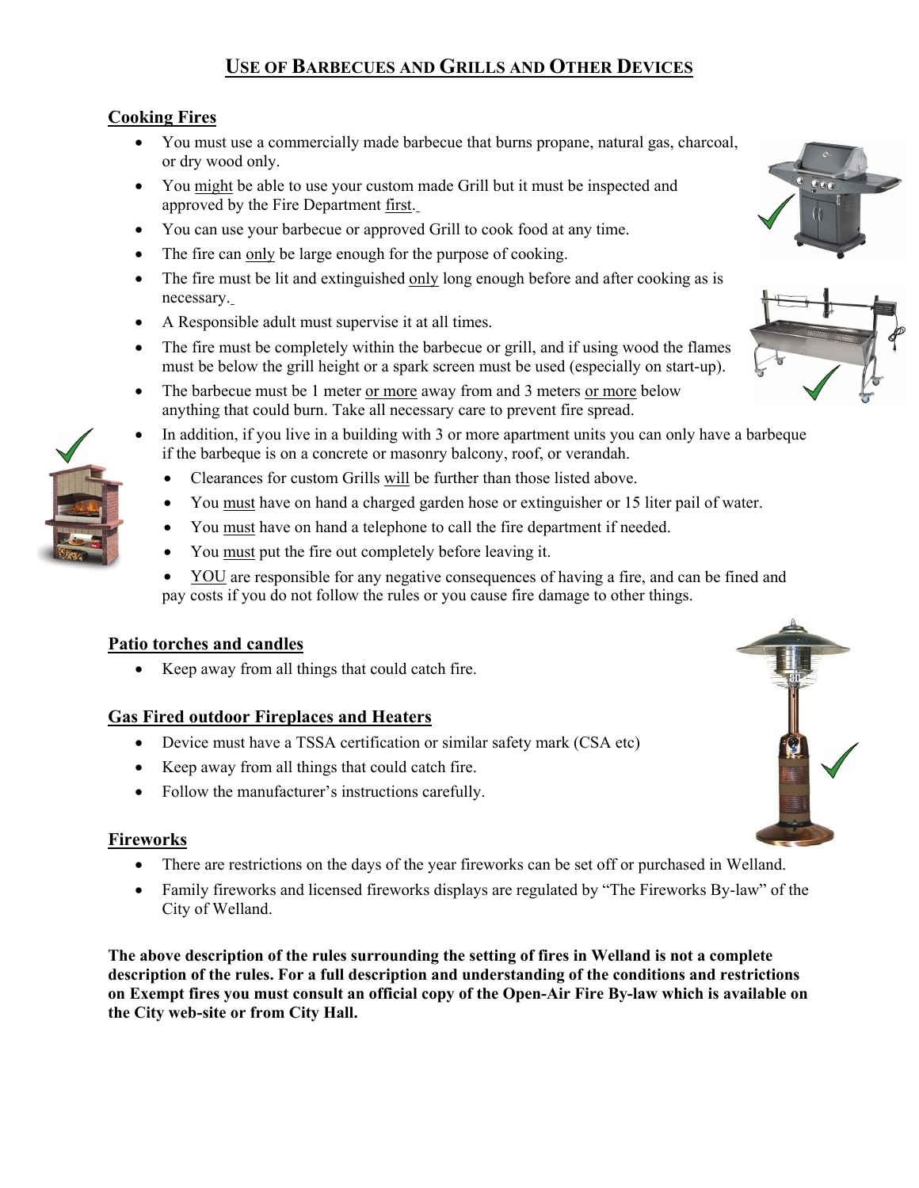## Use of Barbecues and Grills and Other Devices

### Cooking Fires

- You must use a commercially made barbecue that burns propane, natural gas, charcoal, or dry wood only.
- You might be able to use your custom made Grill but it must be inspected and approved by the Fire Department first.
- You can use your barbecue or approved Grill to cook food at any time.
- The fire can only be large enough for the purpose of cooking.
- The fire must be lit and extinguished only long enough before and after cooking as is necessary.
- A Responsible adult must supervise it at all times.
- The fire must be completely within the barbecue or grill, and if using wood the flames must be below the grill height or a spark screen must be used (especially on start-up).
- The barbecue must be 1 meter or more away from and 3 meters or more below anything that could burn. Take all necessary care to prevent fire spread.
- In addition, if you live in a building with 3 or more apartment units you can only have a barbeque if the barbeque is on a concrete or masonry balcony, roof, or verandah.
  - Clearances for custom Grills will be further than those listed above.
  - You must have on hand a charged garden hose or extinguisher or 15 liter pail of water.
  - You must have on hand a telephone to call the fire department if needed.
  - You must put the fire out completely before leaving it.
  - YOU are responsible for any negative consequences of having a fire, and can be fined and pay costs if you do not follow the rules or you cause fire damage to other things.

### Patio torches and candles

- Keep away from all things that could catch fire.

### Gas Fired outdoor Fireplaces and Heaters

- Device must have a TSSA certification or similar safety mark (CSA etc)
- Keep away from all things that could catch fire.
- Follow the manufacturer's instructions carefully.

### Fireworks

- There are restrictions on the days of the year fireworks can be set off or purchased in Welland.
- Family fireworks and licensed fireworks displays are regulated by "The Fireworks By-law" of the City of Welland.

**The above description of the rules surrounding the setting of fires in Welland is not a complete description of the rules. For a full description and understanding of the conditions and restrictions on Exempt fires you must consult an official copy of the Open-Air Fire By-law which is available on the City web-site or from City Hall.**